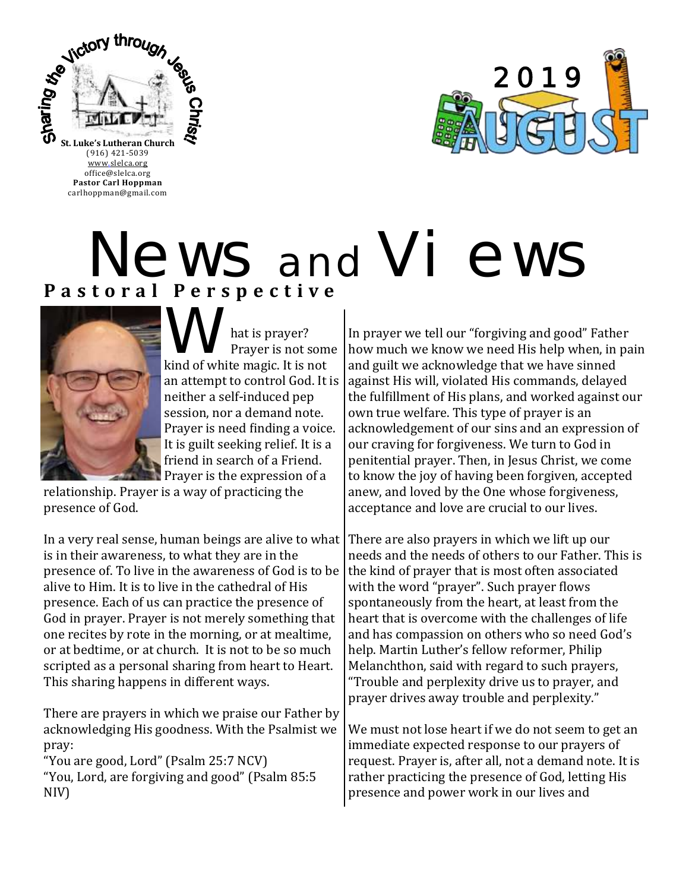Sharing the Victory through Jesus Christ!

**St. Luke's Lutheran Church**
(916) 421-5039
www.slelca.org
office@slelca.org
**Pastor Carl Hoppman**
carlhoppman@gmail.com

2019 AUGUST

# News and Views

## Pastoral Perspective

What is prayer? Prayer is not some kind of white magic. It is not an attempt to control God. It is neither a self-induced pep session, nor a demand note. Prayer is need finding a voice. It is guilt seeking relief. It is a friend in search of a Friend. Prayer is the expression of a relationship. Prayer is a way of practicing the presence of God.

In a very real sense, human beings are alive to what is in their awareness, to what they are in the presence of. To live in the awareness of God is to be alive to Him. It is to live in the cathedral of His presence. Each of us can practice the presence of God in prayer. Prayer is not merely something that one recites by rote in the morning, or at mealtime, or at bedtime, or at church. It is not to be so much scripted as a personal sharing from heart to Heart. This sharing happens in different ways.

There are prayers in which we praise our Father by acknowledging His goodness. With the Psalmist we pray:

"You are good, Lord" (Psalm 25:7 NCV)
"You, Lord, are forgiving and good" (Psalm 85:5 NIV)

In prayer we tell our "forgiving and good" Father how much we know we need His help when, in pain and guilt we acknowledge that we have sinned against His will, violated His commands, delayed the fulfillment of His plans, and worked against our own true welfare. This type of prayer is an acknowledgement of our sins and an expression of our craving for forgiveness. We turn to God in penitential prayer. Then, in Jesus Christ, we come to know the joy of having been forgiven, accepted anew, and loved by the One whose forgiveness, acceptance and love are crucial to our lives.

There are also prayers in which we lift up our needs and the needs of others to our Father. This is the kind of prayer that is most often associated with the word "prayer". Such prayer flows spontaneously from the heart, at least from the heart that is overcome with the challenges of life and has compassion on others who so need God's help. Martin Luther's fellow reformer, Philip Melanchthon, said with regard to such prayers, "Trouble and perplexity drive us to prayer, and prayer drives away trouble and perplexity."

We must not lose heart if we do not seem to get an immediate expected response to our prayers of request. Prayer is, after all, not a demand note. It is rather practicing the presence of God, letting His presence and power work in our lives and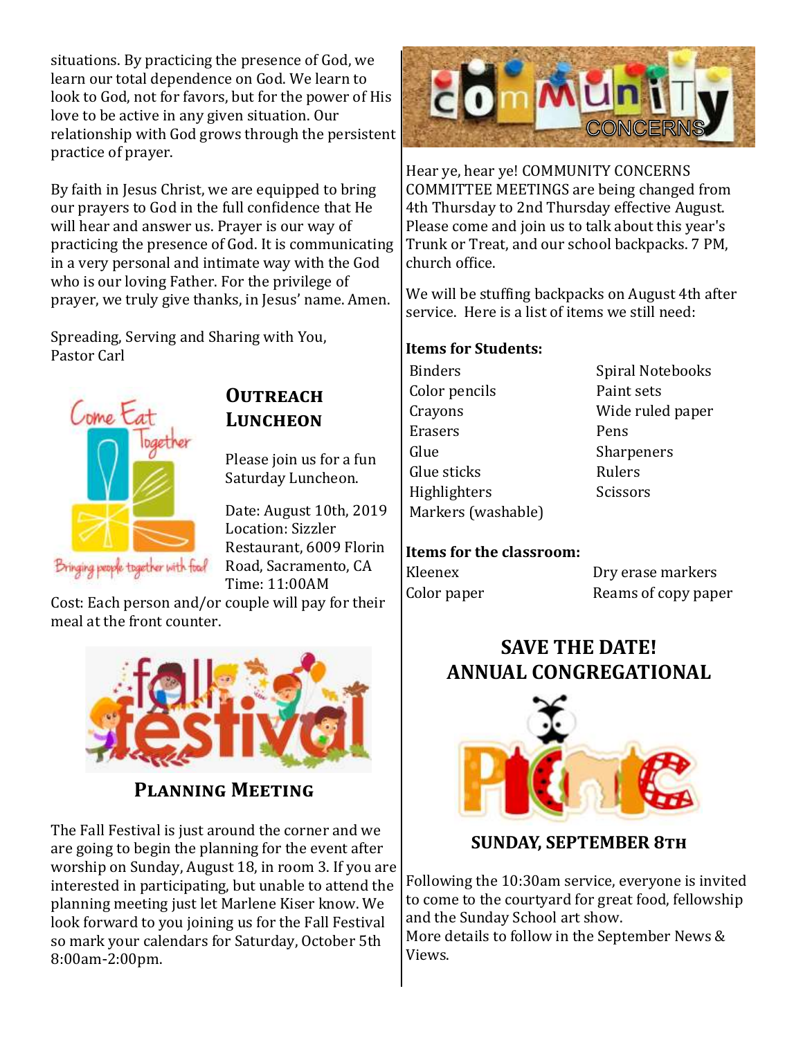situations. By practicing the presence of God, we learn our total dependence on God. We learn to look to God, not for favors, but for the power of His love to be active in any given situation. Our relationship with God grows through the persistent practice of prayer.

By faith in Jesus Christ, we are equipped to bring our prayers to God in the full confidence that He will hear and answer us. Prayer is our way of practicing the presence of God. It is communicating in a very personal and intimate way with the God who is our loving Father. For the privilege of prayer, we truly give thanks, in Jesus' name. Amen.

Spreading, Serving and Sharing with You,
Pastor Carl

## Outreach Luncheon

Please join us for a fun Saturday Luncheon.

Date: August 10th, 2019
Location: Sizzler Restaurant, 6009 Florin Road, Sacramento, CA
Time: 11:00AM

Cost: Each person and/or couple will pay for their meal at the front counter.

## Planning Meeting

The Fall Festival is just around the corner and we are going to begin the planning for the event after worship on Sunday, August 18, in room 3. If you are interested in participating, but unable to attend the planning meeting just let Marlene Kiser know. We look forward to you joining us for the Fall Festival so mark your calendars for Saturday, October 5th 8:00am-2:00pm.

## Community Concerns

Hear ye, hear ye! COMMUNITY CONCERNS COMMITTEE MEETINGS are being changed from 4th Thursday to 2nd Thursday effective August. Please come and join us to talk about this year's Trunk or Treat, and our school backpacks. 7 PM, church office.

We will be stuffing backpacks on August 4th after service. Here is a list of items we still need:

**Items for Students:**

- Binders
- Color pencils
- Crayons
- Erasers
- Glue
- Glue sticks
- Highlighters
- Markers (washable)
- Spiral Notebooks
- Paint sets
- Wide ruled paper
- Pens
- Sharpeners
- Rulers
- Scissors

**Items for the classroom:**

- Kleenex
- Color paper
- Dry erase markers
- Reams of copy paper

## SAVE THE DATE! ANNUAL CONGREGATIONAL PICNIC

### SUNDAY, SEPTEMBER 8TH

Following the 10:30am service, everyone is invited to come to the courtyard for great food, fellowship and the Sunday School art show.
More details to follow in the September News & Views.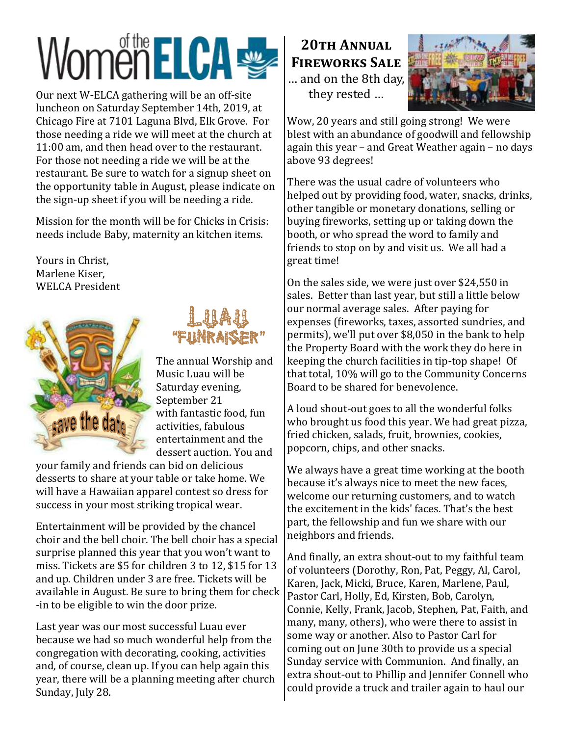# Women of the ELCA

Our next W-ELCA gathering will be an off-site luncheon on Saturday September 14th, 2019, at Chicago Fire at 7101 Laguna Blvd, Elk Grove. For those needing a ride we will meet at the church at 11:00 am, and then head over to the restaurant. For those not needing a ride we will be at the restaurant. Be sure to watch for a signup sheet on the opportunity table in August, please indicate on the sign-up sheet if you will be needing a ride.

Mission for the month will be for Chicks in Crisis: needs include Baby, maternity an kitchen items.

Yours in Christ,
Marlene Kiser,
WELCA President

## Luau "Funraiser"

The annual Worship and Music Luau will be Saturday evening, September 21 with fantastic food, fun activities, fabulous entertainment and the dessert auction. You and your family and friends can bid on delicious desserts to share at your table or take home. We will have a Hawaiian apparel contest so dress for success in your most striking tropical wear.

Entertainment will be provided by the chancel choir and the bell choir. The bell choir has a special surprise planned this year that you won't want to miss. Tickets are $5 for children 3 to 12, $15 for 13 and up. Children under 3 are free. Tickets will be available in August. Be sure to bring them for check-in to be eligible to win the door prize.

Last year was our most successful Luau ever because we had so much wonderful help from the congregation with decorating, cooking, activities and, of course, clean up. If you can help again this year, there will be a planning meeting after church Sunday, July 28.

## 20th Annual Fireworks Sale

... and on the 8th day, they rested ...

Wow, 20 years and still going strong! We were blest with an abundance of goodwill and fellowship again this year – and Great Weather again – no days above 93 degrees!

There was the usual cadre of volunteers who helped out by providing food, water, snacks, drinks, other tangible or monetary donations, selling or buying fireworks, setting up or taking down the booth, or who spread the word to family and friends to stop on by and visit us. We all had a great time!

On the sales side, we were just over $24,550 in sales. Better than last year, but still a little below our normal average sales. After paying for expenses (fireworks, taxes, assorted sundries, and permits), we'll put over $8,050 in the bank to help the Property Board with the work they do here in keeping the church facilities in tip-top shape! Of that total, 10% will go to the Community Concerns Board to be shared for benevolence.

A loud shout-out goes to all the wonderful folks who brought us food this year. We had great pizza, fried chicken, salads, fruit, brownies, cookies, popcorn, chips, and other snacks.

We always have a great time working at the booth because it's always nice to meet the new faces, welcome our returning customers, and to watch the excitement in the kids' faces. That's the best part, the fellowship and fun we share with our neighbors and friends.

And finally, an extra shout-out to my faithful team of volunteers (Dorothy, Ron, Pat, Peggy, Al, Carol, Karen, Jack, Micki, Bruce, Karen, Marlene, Paul, Pastor Carl, Holly, Ed, Kirsten, Bob, Carolyn, Connie, Kelly, Frank, Jacob, Stephen, Pat, Faith, and many, many, others), who were there to assist in some way or another. Also to Pastor Carl for coming out on June 30th to provide us a special Sunday service with Communion. And finally, an extra shout-out to Phillip and Jennifer Connell who could provide a truck and trailer again to haul our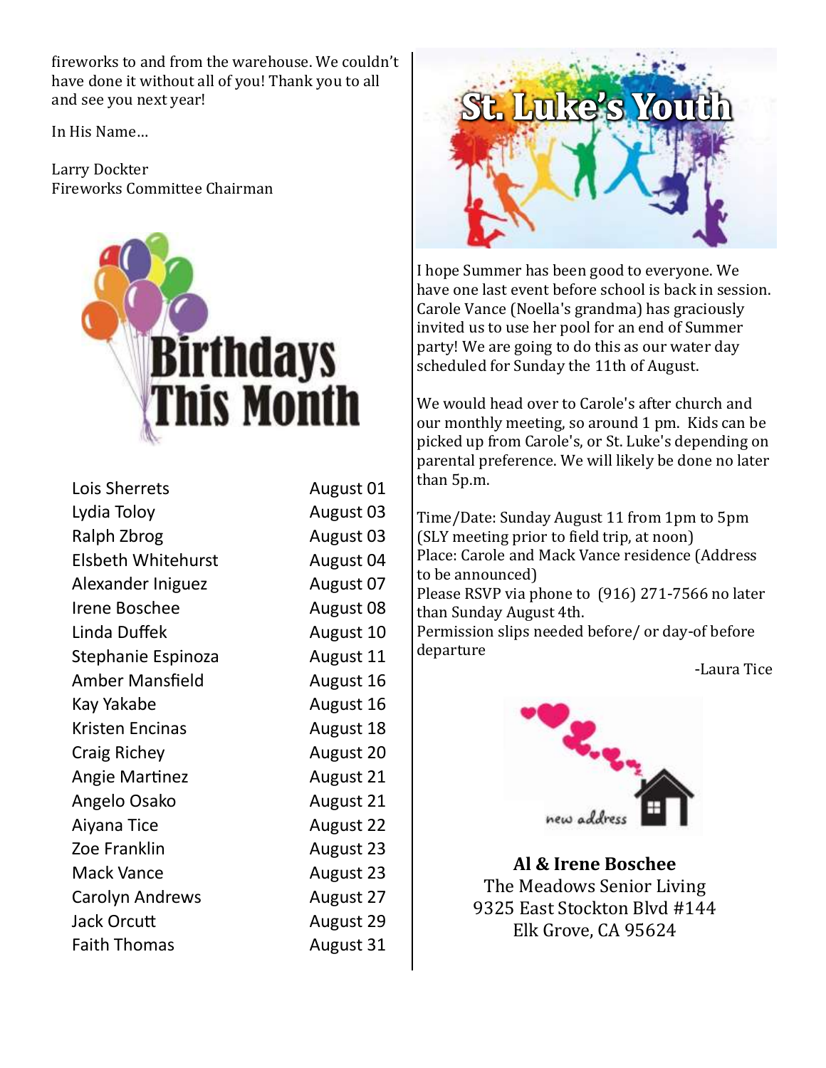fireworks to and from the warehouse. We couldn't have done it without all of you! Thank you to all and see you next year!

In His Name…

Larry Dockter
Fireworks Committee Chairman

## Birthdays This Month

| Name | Date |
|---|---|
| Lois Sherrets | August 01 |
| Lydia Toloy | August 03 |
| Ralph Zbrog | August 03 |
| Elsbeth Whitehurst | August 04 |
| Alexander Iniguez | August 07 |
| Irene Boschee | August 08 |
| Linda Duffek | August 10 |
| Stephanie Espinoza | August 11 |
| Amber Mansfield | August 16 |
| Kay Yakabe | August 16 |
| Kristen Encinas | August 18 |
| Craig Richey | August 20 |
| Angie Martinez | August 21 |
| Angelo Osako | August 21 |
| Aiyana Tice | August 22 |
| Zoe Franklin | August 23 |
| Mack Vance | August 23 |
| Carolyn Andrews | August 27 |
| Jack Orcutt | August 29 |
| Faith Thomas | August 31 |

## St. Luke's Youth

I hope Summer has been good to everyone. We have one last event before school is back in session. Carole Vance (Noella's grandma) has graciously invited us to use her pool for an end of Summer party! We are going to do this as our water day scheduled for Sunday the 11th of August.

We would head over to Carole's after church and our monthly meeting, so around 1 pm. Kids can be picked up from Carole's, or St. Luke's depending on parental preference. We will likely be done no later than 5p.m.

Time/Date: Sunday August 11 from 1pm to 5pm (SLY meeting prior to field trip, at noon)
Place: Carole and Mack Vance residence (Address to be announced)
Please RSVP via phone to (916) 271-7566 no later than Sunday August 4th.
Permission slips needed before/ or day-of before departure

-Laura Tice

new address

**Al & Irene Boschee**
The Meadows Senior Living
9325 East Stockton Blvd #144
Elk Grove, CA 95624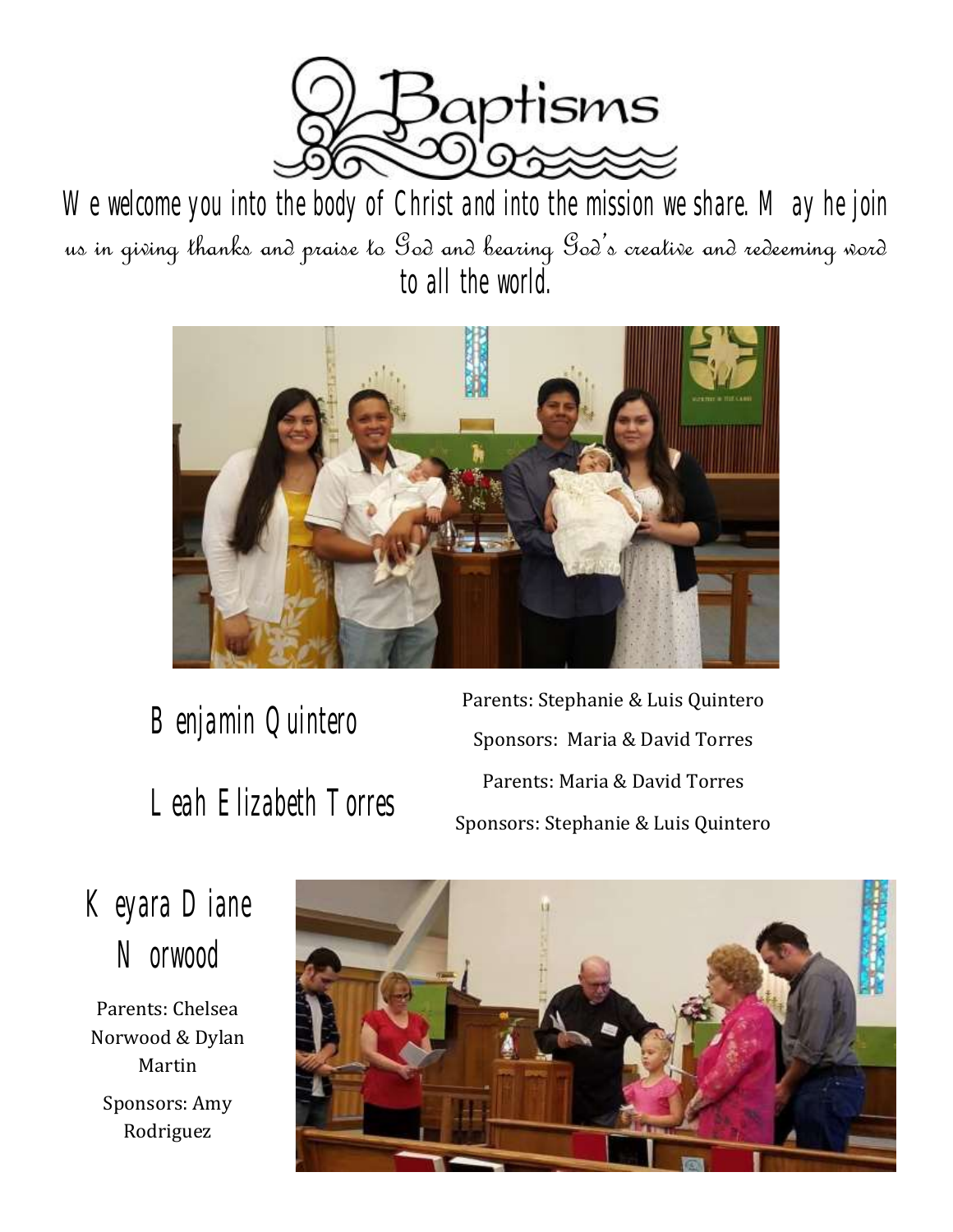# Baptisms

We welcome you into the body of Christ and into the mission we share. May he join us in giving thanks and praise to God and bearing God's creative and redeeming word to all the world.

## Benjamin Quintero

Parents: Stephanie & Luis Quintero

Sponsors: Maria & David Torres

## Leah Elizabeth Torres

Parents: Maria & David Torres

Sponsors: Stephanie & Luis Quintero

## Keyara Diane Norwood

Parents: Chelsea Norwood & Dylan Martin

Sponsors: Amy Rodriguez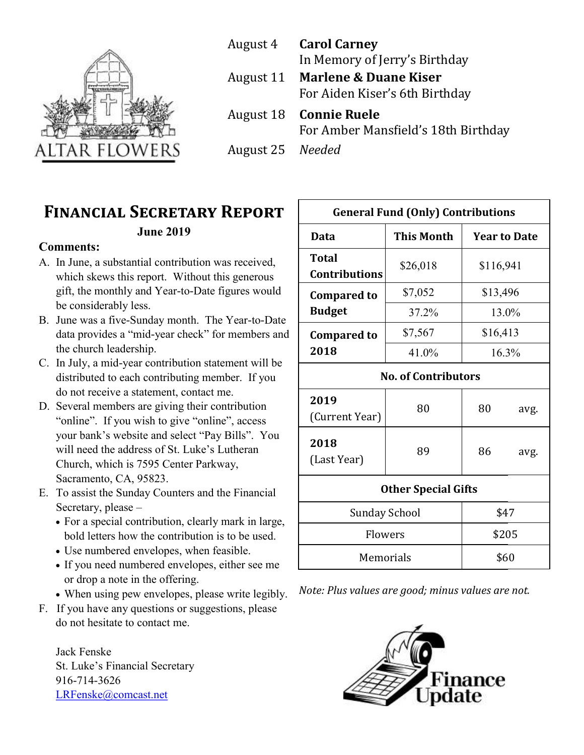## ALTAR FLOWERS

| | |
|---|---|
| August 4 | **Carol Carney** In Memory of Jerry's Birthday |
| August 11 | **Marlene & Duane Kiser** For Aiden Kiser's 6th Birthday |
| August 18 | **Connie Ruele** For Amber Mansfield's 18th Birthday |
| August 25 | *Needed* |

## Financial Secretary Report

**June 2019**

**Comments:**

A. In June, a substantial contribution was received, which skews this report. Without this generous gift, the monthly and Year-to-Date figures would be considerably less.

B. June was a five-Sunday month. The Year-to-Date data provides a "mid-year check" for members and the church leadership.

C. In July, a mid-year contribution statement will be distributed to each contributing member. If you do not receive a statement, contact me.

D. Several members are giving their contribution "online". If you wish to give "online", access your bank's website and select "Pay Bills". You will need the address of St. Luke's Lutheran Church, which is 7595 Center Parkway, Sacramento, CA, 95823.

E. To assist the Sunday Counters and the Financial Secretary, please –
   - For a special contribution, clearly mark in large, bold letters how the contribution is to be used.
   - Use numbered envelopes, when feasible.
   - If you need numbered envelopes, either see me or drop a note in the offering.
   - When using pew envelopes, please write legibly.

F. If you have any questions or suggestions, please do not hesitate to contact me.

Jack Fenske
St. Luke's Financial Secretary
916-714-3626
LRFenske@comcast.net

| General Fund (Only) Contributions | | |
|---|---|---|
| **Data** | **This Month** | **Year to Date** |
| **Total Contributions** | $26,018 | $116,941 |
| **Compared to Budget** | $7,052 | $13,496 |
| | 37.2% | 13.0% |
| **Compared to 2018** | $7,567 | $16,413 |
| | 41.0% | 16.3% |
| **No. of Contributors** | | |
| **2019** (Current Year) | 80 | 80 avg. |
| **2018** (Last Year) | 89 | 86 avg. |
| **Other Special Gifts** | | |
| Sunday School | | $47 |
| Flowers | | $205 |
| Memorials | | $60 |

*Note: Plus values are good; minus values are not.*

Finance Update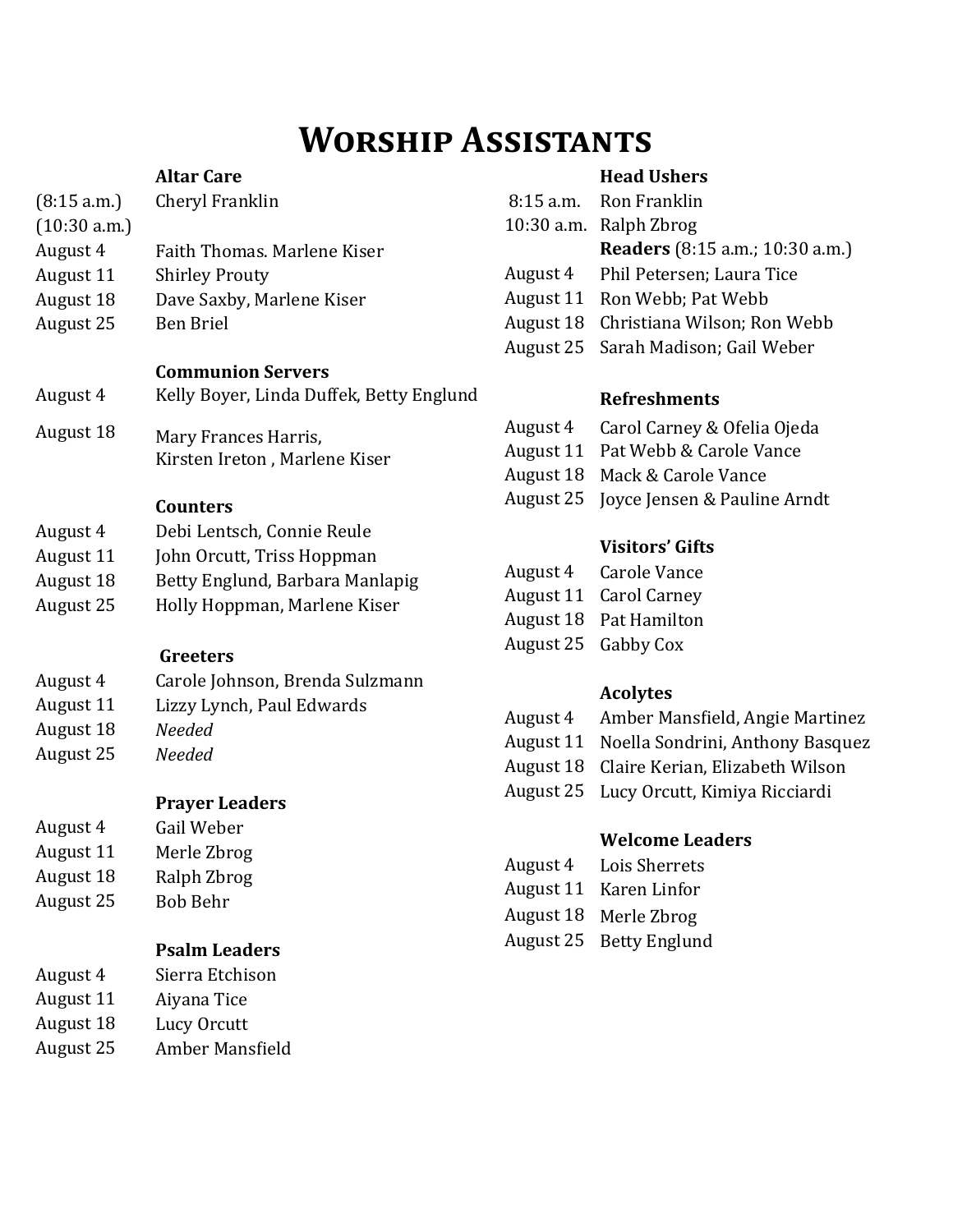# Worship Assistants

**Altar Care**

| | |
|---|---|
| (8:15 a.m.) | Cheryl Franklin |
| (10:30 a.m.) | |
| August 4 | Faith Thomas. Marlene Kiser |
| August 11 | Shirley Prouty |
| August 18 | Dave Saxby, Marlene Kiser |
| August 25 | Ben Briel |

**Communion Servers**

| | |
|---|---|
| August 4 | Kelly Boyer, Linda Duffek, Betty Englund |
| August 18 | Mary Frances Harris, Kirsten Ireton , Marlene Kiser |

**Counters**

| | |
|---|---|
| August 4 | Debi Lentsch, Connie Reule |
| August 11 | John Orcutt, Triss Hoppman |
| August 18 | Betty Englund, Barbara Manlapig |
| August 25 | Holly Hoppman, Marlene Kiser |

**Greeters**

| | |
|---|---|
| August 4 | Carole Johnson, Brenda Sulzmann |
| August 11 | Lizzy Lynch, Paul Edwards |
| August 18 | *Needed* |
| August 25 | *Needed* |

**Prayer Leaders**

| | |
|---|---|
| August 4 | Gail Weber |
| August 11 | Merle Zbrog |
| August 18 | Ralph Zbrog |
| August 25 | Bob Behr |

**Psalm Leaders**

| | |
|---|---|
| August 4 | Sierra Etchison |
| August 11 | Aiyana Tice |
| August 18 | Lucy Orcutt |
| August 25 | Amber Mansfield |

**Head Ushers**

| | |
|---|---|
| 8:15 a.m. | Ron Franklin |
| 10:30 a.m. | Ralph Zbrog |

**Readers** (8:15 a.m.; 10:30 a.m.)

| | |
|---|---|
| August 4 | Phil Petersen; Laura Tice |
| August 11 | Ron Webb; Pat Webb |
| August 18 | Christiana Wilson; Ron Webb |
| August 25 | Sarah Madison; Gail Weber |

**Refreshments**

| | |
|---|---|
| August 4 | Carol Carney & Ofelia Ojeda |
| August 11 | Pat Webb & Carole Vance |
| August 18 | Mack & Carole Vance |
| August 25 | Joyce Jensen & Pauline Arndt |

**Visitors' Gifts**

| | |
|---|---|
| August 4 | Carole Vance |
| August 11 | Carol Carney |
| August 18 | Pat Hamilton |
| August 25 | Gabby Cox |

**Acolytes**

| | |
|---|---|
| August 4 | Amber Mansfield, Angie Martinez |
| August 11 | Noella Sondrini, Anthony Basquez |
| August 18 | Claire Kerian, Elizabeth Wilson |
| August 25 | Lucy Orcutt, Kimiya Ricciardi |

**Welcome Leaders**

| | |
|---|---|
| August 4 | Lois Sherrets |
| August 11 | Karen Linfor |
| August 18 | Merle Zbrog |
| August 25 | Betty Englund |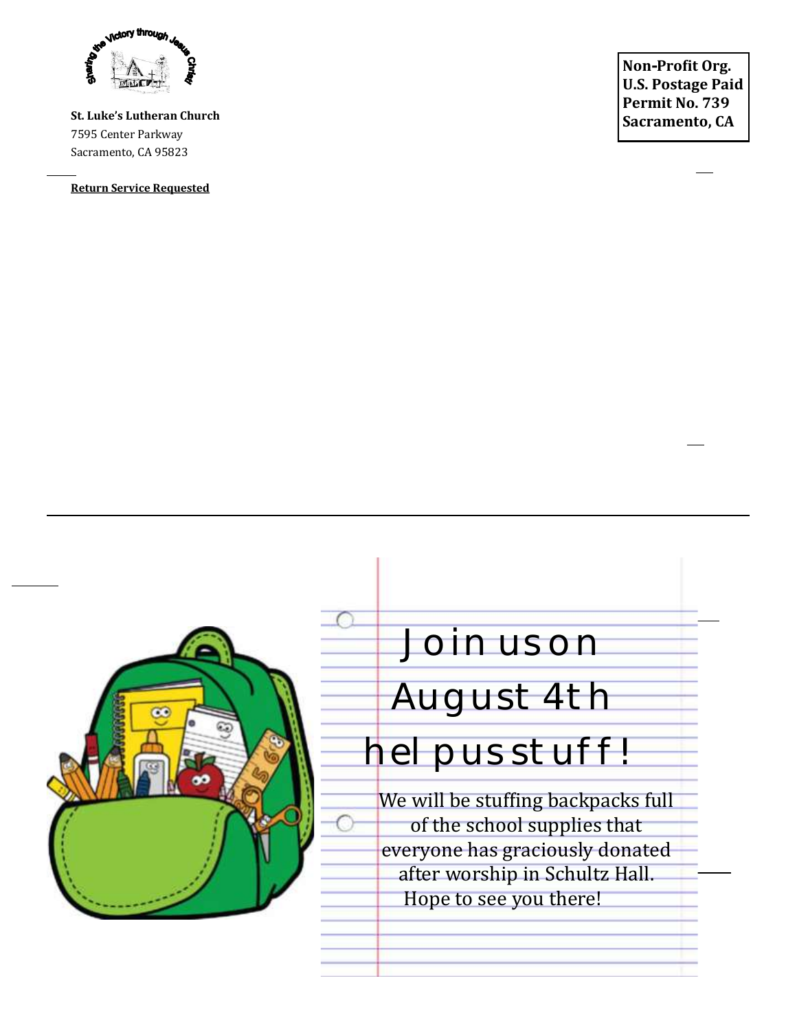Sharing the Victory through Jesus Christ!

**St. Luke's Lutheran Church**
7595 Center Parkway
Sacramento, CA 95823

**Return Service Requested**

**Non-Profit Org.**
**U.S. Postage Paid**
**Permit No. 739**
**Sacramento, CA**

---

# Join us on August 4th help us stuff!

We will be stuffing backpacks full of the school supplies that everyone has graciously donated after worship in Schultz Hall. Hope to see you there!